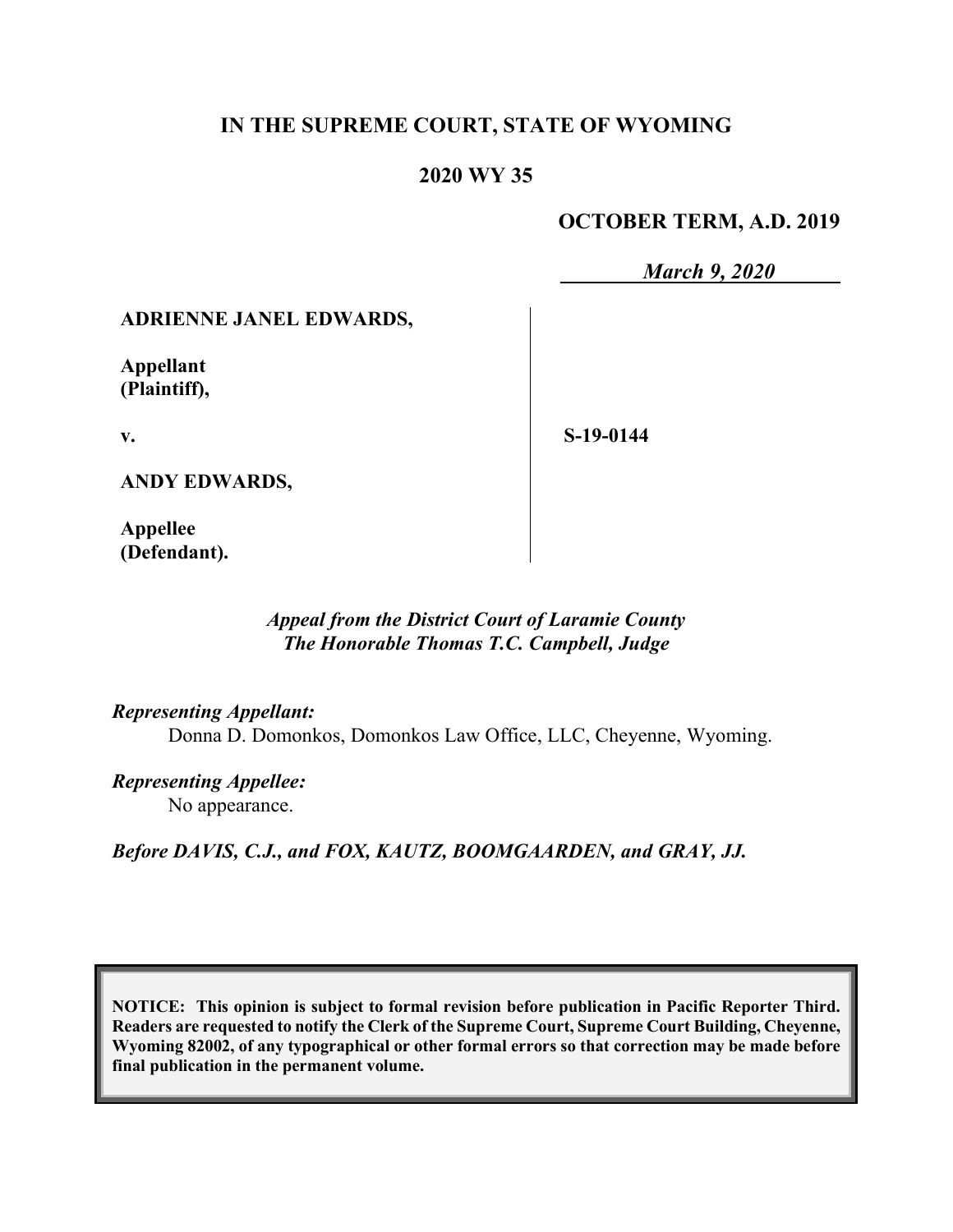# IN THE SUPREME COURT, STATE OF WYOMING

## 2020 WY 35

**OCTOBER TERM, A.D. 2019**

*March 9, 2020*

| | |
|---|---|
| **ADRIENNE JANEL EDWARDS,** | |
| **Appellant (Plaintiff),** | |
| **v.** | **S-19-0144** |
| **ANDY EDWARDS,** | |
| **Appellee (Defendant).** | |

***Appeal from the District Court of Laramie County***
***The Honorable Thomas T.C. Campbell, Judge***

***Representing Appellant:***
Donna D. Domonkos, Domonkos Law Office, LLC, Cheyenne, Wyoming.

***Representing Appellee:***
No appearance.

***Before DAVIS, C.J., and FOX, KAUTZ, BOOMGAARDEN, and GRAY, JJ.***

**NOTICE: This opinion is subject to formal revision before publication in Pacific Reporter Third. Readers are requested to notify the Clerk of the Supreme Court, Supreme Court Building, Cheyenne, Wyoming 82002, of any typographical or other formal errors so that correction may be made before final publication in the permanent volume.**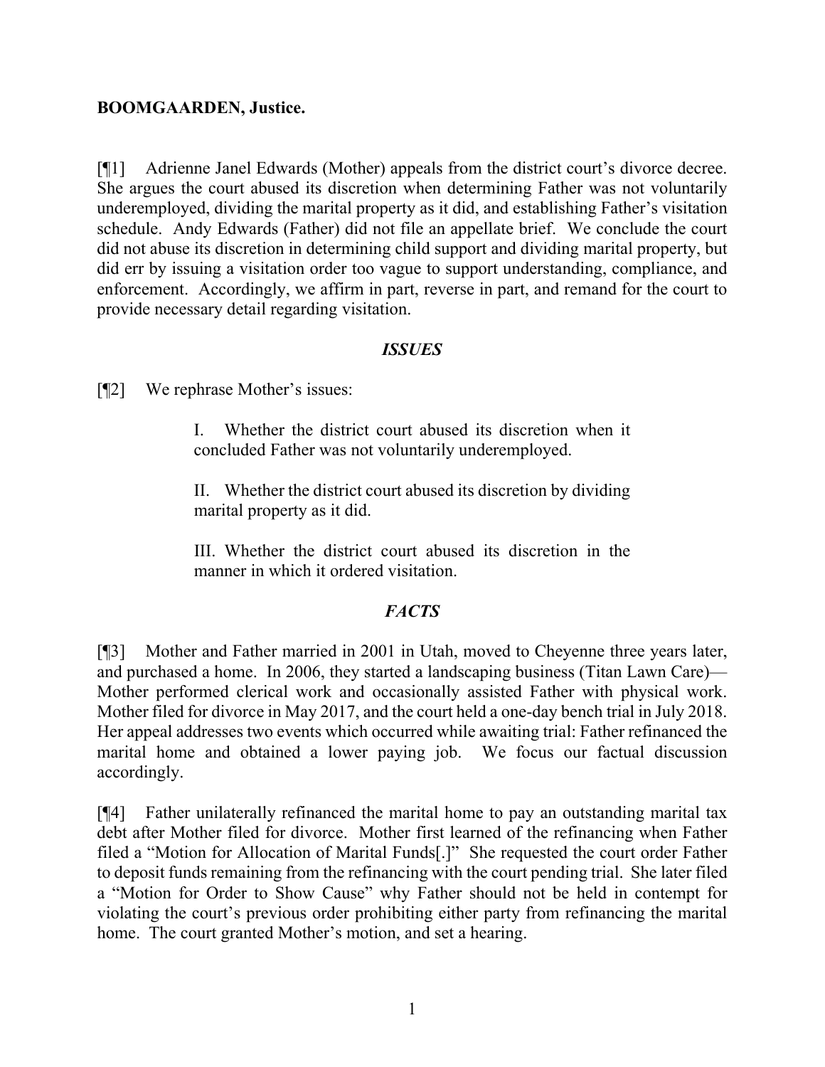**BOOMGAARDEN, Justice.**

[¶1] Adrienne Janel Edwards (Mother) appeals from the district court's divorce decree. She argues the court abused its discretion when determining Father was not voluntarily underemployed, dividing the marital property as it did, and establishing Father's visitation schedule. Andy Edwards (Father) did not file an appellate brief. We conclude the court did not abuse its discretion in determining child support and dividing marital property, but did err by issuing a visitation order too vague to support understanding, compliance, and enforcement. Accordingly, we affirm in part, reverse in part, and remand for the court to provide necessary detail regarding visitation.

### *ISSUES*

[¶2] We rephrase Mother's issues:

> I. Whether the district court abused its discretion when it concluded Father was not voluntarily underemployed.
>
> II. Whether the district court abused its discretion by dividing marital property as it did.
>
> III. Whether the district court abused its discretion in the manner in which it ordered visitation.

### *FACTS*

[¶3] Mother and Father married in 2001 in Utah, moved to Cheyenne three years later, and purchased a home. In 2006, they started a landscaping business (Titan Lawn Care)—Mother performed clerical work and occasionally assisted Father with physical work. Mother filed for divorce in May 2017, and the court held a one-day bench trial in July 2018. Her appeal addresses two events which occurred while awaiting trial: Father refinanced the marital home and obtained a lower paying job. We focus our factual discussion accordingly.

[¶4] Father unilaterally refinanced the marital home to pay an outstanding marital tax debt after Mother filed for divorce. Mother first learned of the refinancing when Father filed a "Motion for Allocation of Marital Funds[.]" She requested the court order Father to deposit funds remaining from the refinancing with the court pending trial. She later filed a "Motion for Order to Show Cause" why Father should not be held in contempt for violating the court's previous order prohibiting either party from refinancing the marital home. The court granted Mother's motion, and set a hearing.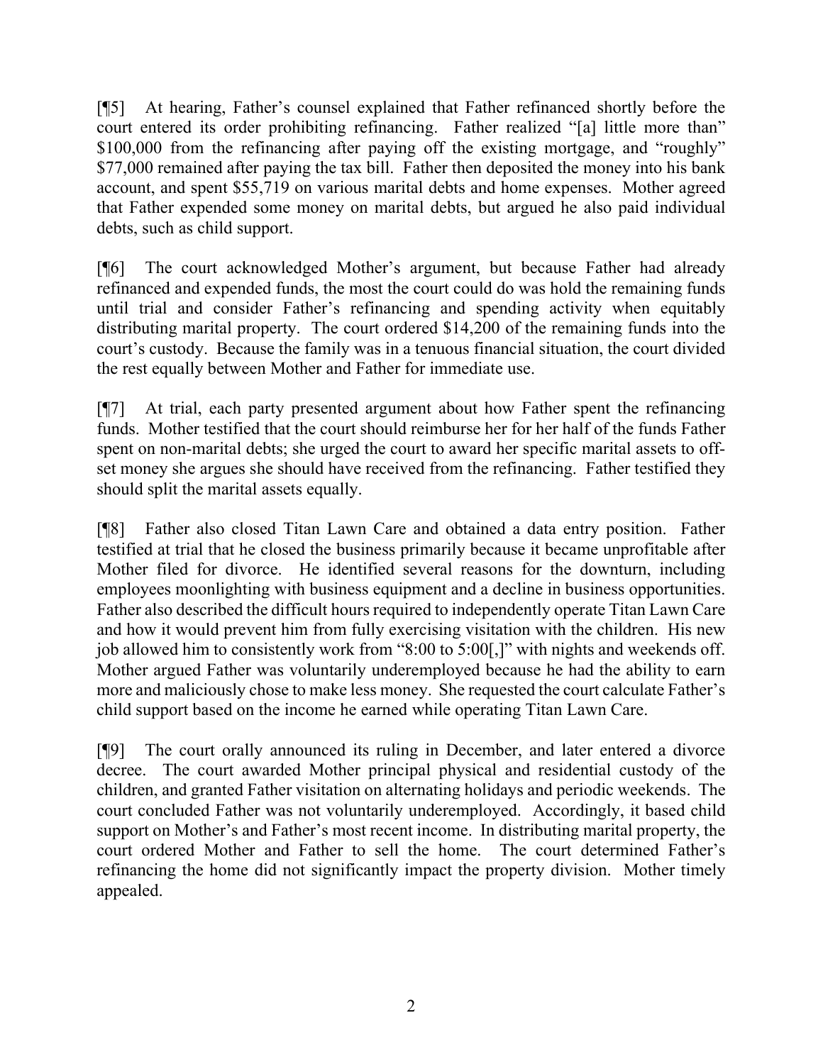[¶5] At hearing, Father's counsel explained that Father refinanced shortly before the court entered its order prohibiting refinancing. Father realized "[a] little more than" $100,000 from the refinancing after paying off the existing mortgage, and "roughly" $77,000 remained after paying the tax bill. Father then deposited the money into his bank account, and spent $55,719 on various marital debts and home expenses. Mother agreed that Father expended some money on marital debts, but argued he also paid individual debts, such as child support.

[¶6] The court acknowledged Mother's argument, but because Father had already refinanced and expended funds, the most the court could do was hold the remaining funds until trial and consider Father's refinancing and spending activity when equitably distributing marital property. The court ordered $14,200 of the remaining funds into the court's custody. Because the family was in a tenuous financial situation, the court divided the rest equally between Mother and Father for immediate use.

[¶7] At trial, each party presented argument about how Father spent the refinancing funds. Mother testified that the court should reimburse her for her half of the funds Father spent on non-marital debts; she urged the court to award her specific marital assets to off-set money she argues she should have received from the refinancing. Father testified they should split the marital assets equally.

[¶8] Father also closed Titan Lawn Care and obtained a data entry position. Father testified at trial that he closed the business primarily because it became unprofitable after Mother filed for divorce. He identified several reasons for the downturn, including employees moonlighting with business equipment and a decline in business opportunities. Father also described the difficult hours required to independently operate Titan Lawn Care and how it would prevent him from fully exercising visitation with the children. His new job allowed him to consistently work from "8:00 to 5:00[,]" with nights and weekends off. Mother argued Father was voluntarily underemployed because he had the ability to earn more and maliciously chose to make less money. She requested the court calculate Father's child support based on the income he earned while operating Titan Lawn Care.

[¶9] The court orally announced its ruling in December, and later entered a divorce decree. The court awarded Mother principal physical and residential custody of the children, and granted Father visitation on alternating holidays and periodic weekends. The court concluded Father was not voluntarily underemployed. Accordingly, it based child support on Mother's and Father's most recent income. In distributing marital property, the court ordered Mother and Father to sell the home. The court determined Father's refinancing the home did not significantly impact the property division. Mother timely appealed.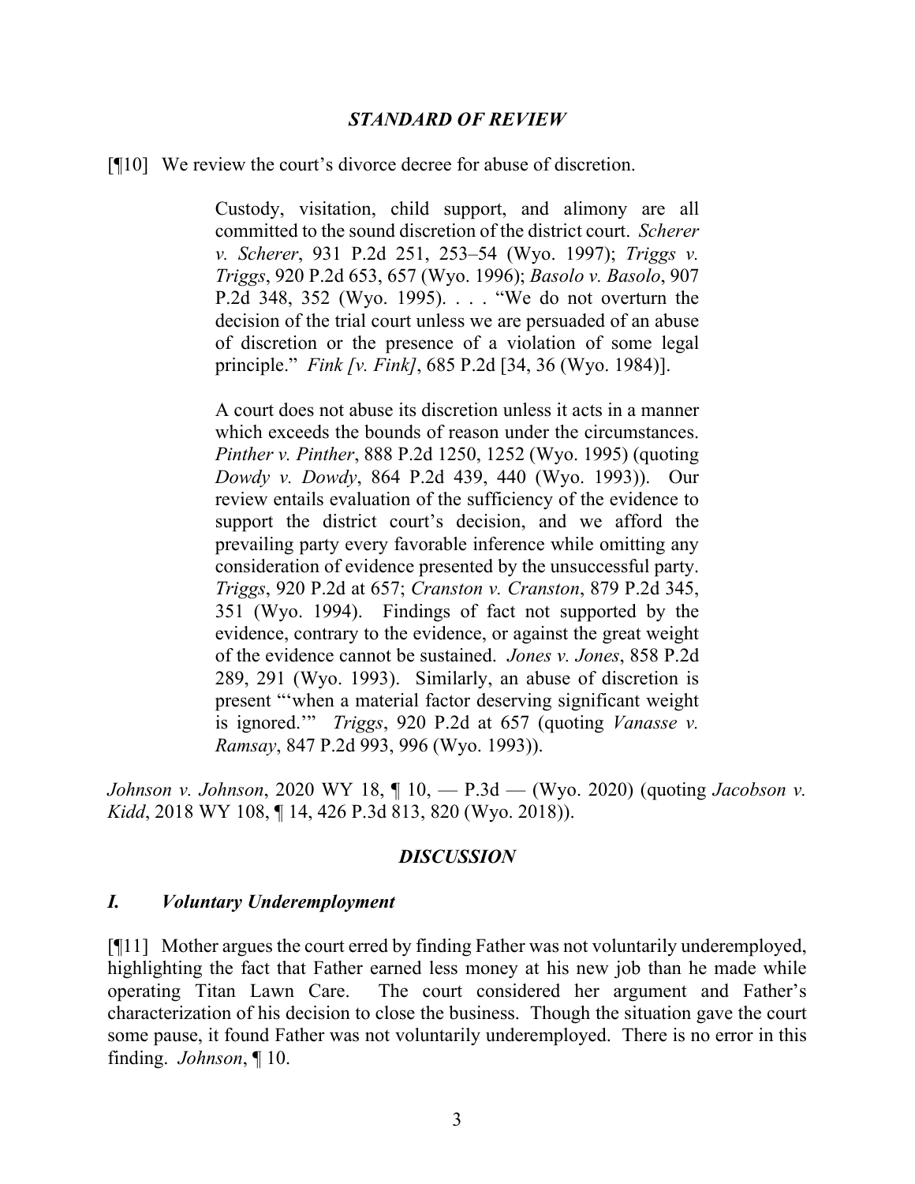### *STANDARD OF REVIEW*

[¶10] We review the court's divorce decree for abuse of discretion.

> Custody, visitation, child support, and alimony are all committed to the sound discretion of the district court. *Scherer v. Scherer*, 931 P.2d 251, 253–54 (Wyo. 1997); *Triggs v. Triggs*, 920 P.2d 653, 657 (Wyo. 1996); *Basolo v. Basolo*, 907 P.2d 348, 352 (Wyo. 1995). . . . "We do not overturn the decision of the trial court unless we are persuaded of an abuse of discretion or the presence of a violation of some legal principle." *Fink [v. Fink]*, 685 P.2d [34, 36 (Wyo. 1984)].
>
> A court does not abuse its discretion unless it acts in a manner which exceeds the bounds of reason under the circumstances. *Pinther v. Pinther*, 888 P.2d 1250, 1252 (Wyo. 1995) (quoting *Dowdy v. Dowdy*, 864 P.2d 439, 440 (Wyo. 1993)). Our review entails evaluation of the sufficiency of the evidence to support the district court's decision, and we afford the prevailing party every favorable inference while omitting any consideration of evidence presented by the unsuccessful party. *Triggs*, 920 P.2d at 657; *Cranston v. Cranston*, 879 P.2d 345, 351 (Wyo. 1994). Findings of fact not supported by the evidence, contrary to the evidence, or against the great weight of the evidence cannot be sustained. *Jones v. Jones*, 858 P.2d 289, 291 (Wyo. 1993). Similarly, an abuse of discretion is present "'when a material factor deserving significant weight is ignored.'" *Triggs*, 920 P.2d at 657 (quoting *Vanasse v. Ramsay*, 847 P.2d 993, 996 (Wyo. 1993)).

*Johnson v. Johnson*, 2020 WY 18, ¶ 10, — P.3d — (Wyo. 2020) (quoting *Jacobson v. Kidd*, 2018 WY 108, ¶ 14, 426 P.3d 813, 820 (Wyo. 2018)).

### *DISCUSSION*

#### *I. Voluntary Underemployment*

[¶11] Mother argues the court erred by finding Father was not voluntarily underemployed, highlighting the fact that Father earned less money at his new job than he made while operating Titan Lawn Care. The court considered her argument and Father's characterization of his decision to close the business. Though the situation gave the court some pause, it found Father was not voluntarily underemployed. There is no error in this finding. *Johnson*, ¶ 10.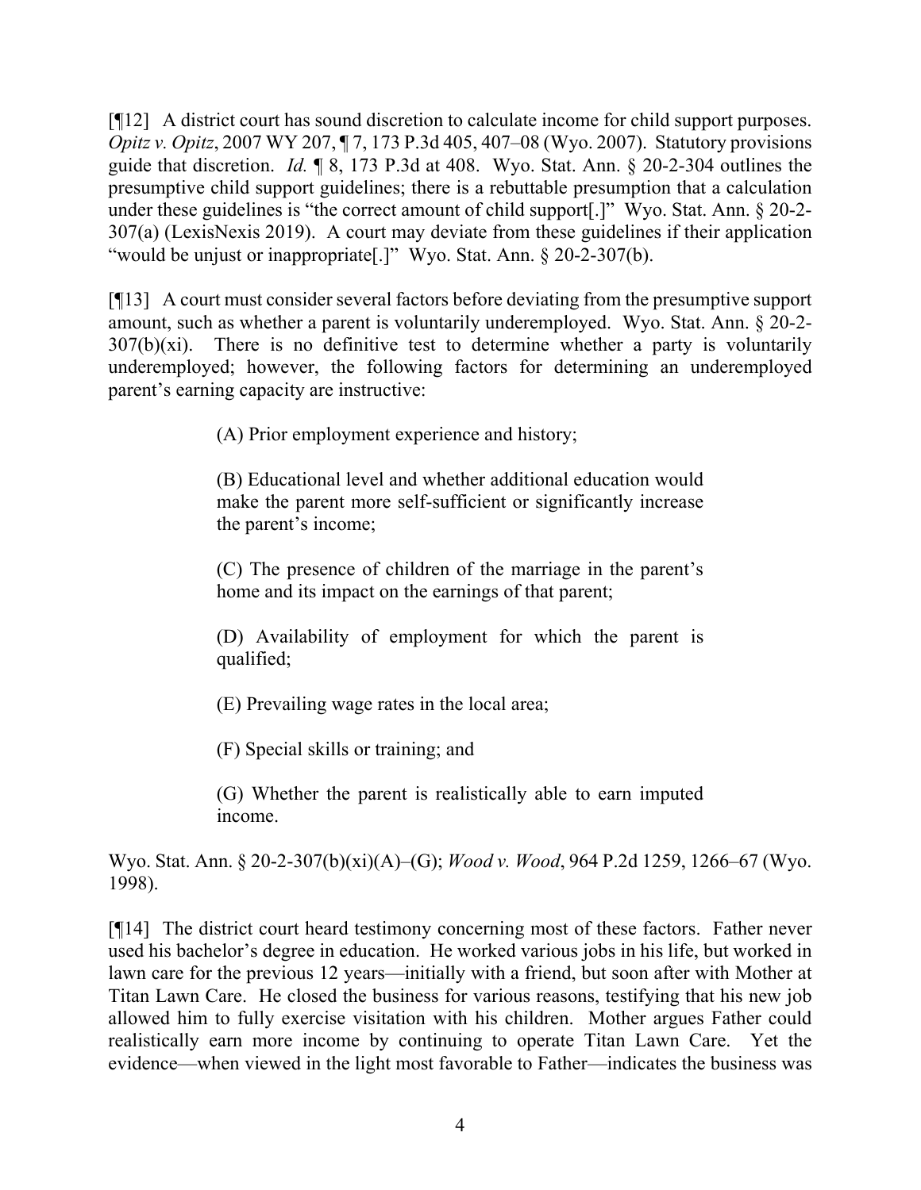[¶12] A district court has sound discretion to calculate income for child support purposes. *Opitz v. Opitz*, 2007 WY 207, ¶ 7, 173 P.3d 405, 407–08 (Wyo. 2007). Statutory provisions guide that discretion. *Id.* ¶ 8, 173 P.3d at 408. Wyo. Stat. Ann. § 20-2-304 outlines the presumptive child support guidelines; there is a rebuttable presumption that a calculation under these guidelines is "the correct amount of child support[.]" Wyo. Stat. Ann. § 20-2-307(a) (LexisNexis 2019). A court may deviate from these guidelines if their application "would be unjust or inappropriate[.]" Wyo. Stat. Ann. § 20-2-307(b).

[¶13] A court must consider several factors before deviating from the presumptive support amount, such as whether a parent is voluntarily underemployed. Wyo. Stat. Ann. § 20-2-307(b)(xi). There is no definitive test to determine whether a party is voluntarily underemployed; however, the following factors for determining an underemployed parent's earning capacity are instructive:

> (A) Prior employment experience and history;
>
> (B) Educational level and whether additional education would make the parent more self-sufficient or significantly increase the parent's income;
>
> (C) The presence of children of the marriage in the parent's home and its impact on the earnings of that parent;
>
> (D) Availability of employment for which the parent is qualified;
>
> (E) Prevailing wage rates in the local area;
>
> (F) Special skills or training; and
>
> (G) Whether the parent is realistically able to earn imputed income.

Wyo. Stat. Ann. § 20-2-307(b)(xi)(A)–(G); *Wood v. Wood*, 964 P.2d 1259, 1266–67 (Wyo. 1998).

[¶14] The district court heard testimony concerning most of these factors. Father never used his bachelor's degree in education. He worked various jobs in his life, but worked in lawn care for the previous 12 years—initially with a friend, but soon after with Mother at Titan Lawn Care. He closed the business for various reasons, testifying that his new job allowed him to fully exercise visitation with his children. Mother argues Father could realistically earn more income by continuing to operate Titan Lawn Care. Yet the evidence—when viewed in the light most favorable to Father—indicates the business was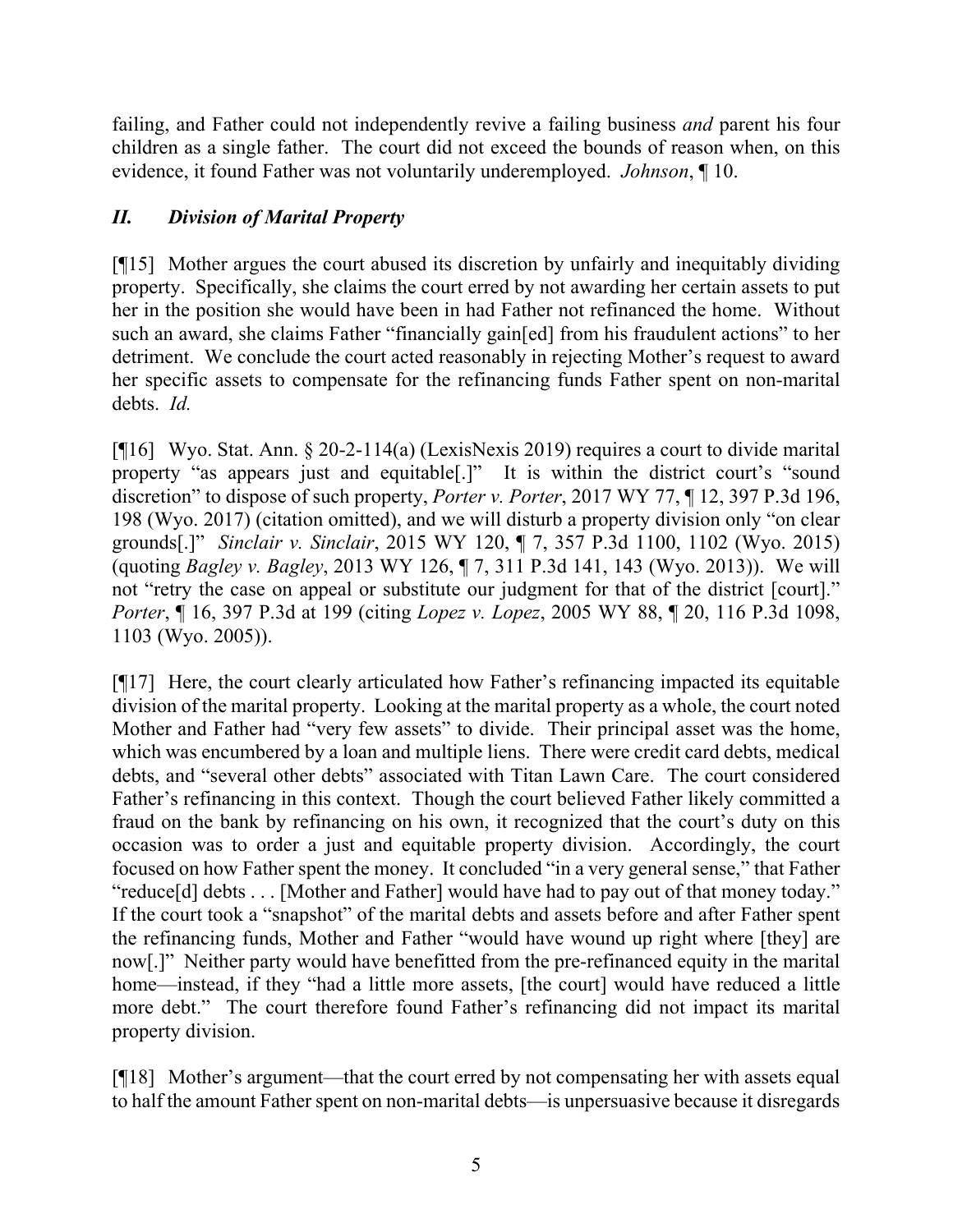failing, and Father could not independently revive a failing business *and* parent his four children as a single father. The court did not exceed the bounds of reason when, on this evidence, it found Father was not voluntarily underemployed. *Johnson*, ¶ 10.

## *II. Division of Marital Property*

[¶15] Mother argues the court abused its discretion by unfairly and inequitably dividing property. Specifically, she claims the court erred by not awarding her certain assets to put her in the position she would have been in had Father not refinanced the home. Without such an award, she claims Father "financially gain[ed] from his fraudulent actions" to her detriment. We conclude the court acted reasonably in rejecting Mother's request to award her specific assets to compensate for the refinancing funds Father spent on non-marital debts. *Id.*

[¶16] Wyo. Stat. Ann. § 20-2-114(a) (LexisNexis 2019) requires a court to divide marital property "as appears just and equitable[.]" It is within the district court's "sound discretion" to dispose of such property, *Porter v. Porter*, 2017 WY 77, ¶ 12, 397 P.3d 196, 198 (Wyo. 2017) (citation omitted), and we will disturb a property division only "on clear grounds[.]" *Sinclair v. Sinclair*, 2015 WY 120, ¶ 7, 357 P.3d 1100, 1102 (Wyo. 2015) (quoting *Bagley v. Bagley*, 2013 WY 126, ¶ 7, 311 P.3d 141, 143 (Wyo. 2013)). We will not "retry the case on appeal or substitute our judgment for that of the district [court]." *Porter*, ¶ 16, 397 P.3d at 199 (citing *Lopez v. Lopez*, 2005 WY 88, ¶ 20, 116 P.3d 1098, 1103 (Wyo. 2005)).

[¶17] Here, the court clearly articulated how Father's refinancing impacted its equitable division of the marital property. Looking at the marital property as a whole, the court noted Mother and Father had "very few assets" to divide. Their principal asset was the home, which was encumbered by a loan and multiple liens. There were credit card debts, medical debts, and "several other debts" associated with Titan Lawn Care. The court considered Father's refinancing in this context. Though the court believed Father likely committed a fraud on the bank by refinancing on his own, it recognized that the court's duty on this occasion was to order a just and equitable property division. Accordingly, the court focused on how Father spent the money. It concluded "in a very general sense," that Father "reduce[d] debts . . . [Mother and Father] would have had to pay out of that money today." If the court took a "snapshot" of the marital debts and assets before and after Father spent the refinancing funds, Mother and Father "would have wound up right where [they] are now[.]" Neither party would have benefitted from the pre-refinanced equity in the marital home—instead, if they "had a little more assets, [the court] would have reduced a little more debt." The court therefore found Father's refinancing did not impact its marital property division.

[¶18] Mother's argument—that the court erred by not compensating her with assets equal to half the amount Father spent on non-marital debts—is unpersuasive because it disregards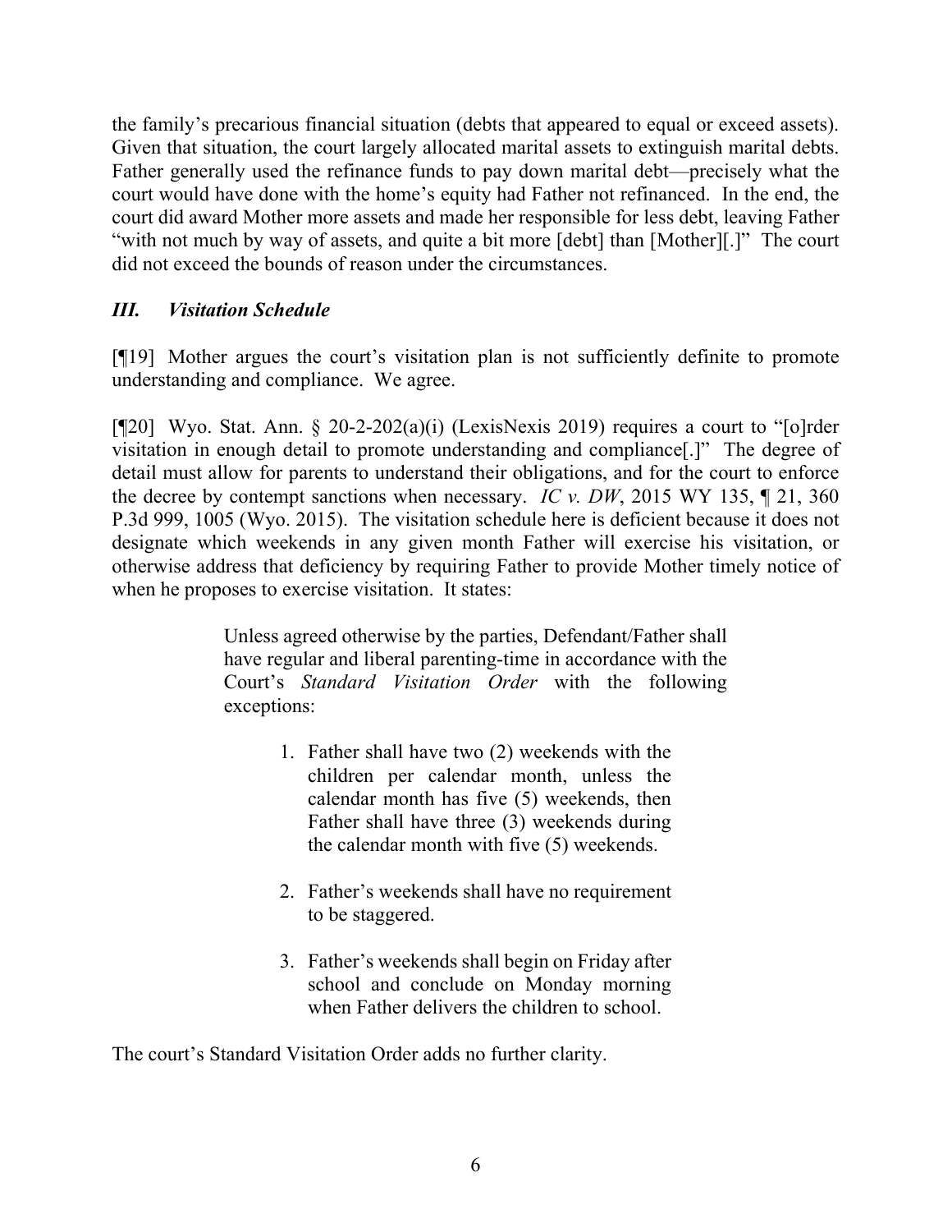the family's precarious financial situation (debts that appeared to equal or exceed assets). Given that situation, the court largely allocated marital assets to extinguish marital debts. Father generally used the refinance funds to pay down marital debt—precisely what the court would have done with the home's equity had Father not refinanced. In the end, the court did award Mother more assets and made her responsible for less debt, leaving Father "with not much by way of assets, and quite a bit more [debt] than [Mother][.]" The court did not exceed the bounds of reason under the circumstances.

### *III. Visitation Schedule*

[¶19] Mother argues the court's visitation plan is not sufficiently definite to promote understanding and compliance. We agree.

[¶20] Wyo. Stat. Ann. § 20-2-202(a)(i) (LexisNexis 2019) requires a court to "[o]rder visitation in enough detail to promote understanding and compliance[.]" The degree of detail must allow for parents to understand their obligations, and for the court to enforce the decree by contempt sanctions when necessary. *IC v. DW*, 2015 WY 135, ¶ 21, 360 P.3d 999, 1005 (Wyo. 2015). The visitation schedule here is deficient because it does not designate which weekends in any given month Father will exercise his visitation, or otherwise address that deficiency by requiring Father to provide Mother timely notice of when he proposes to exercise visitation. It states:

> Unless agreed otherwise by the parties, Defendant/Father shall have regular and liberal parenting-time in accordance with the Court's *Standard Visitation Order* with the following exceptions:
>
> 1. Father shall have two (2) weekends with the children per calendar month, unless the calendar month has five (5) weekends, then Father shall have three (3) weekends during the calendar month with five (5) weekends.
>
> 2. Father's weekends shall have no requirement to be staggered.
>
> 3. Father's weekends shall begin on Friday after school and conclude on Monday morning when Father delivers the children to school.

The court's Standard Visitation Order adds no further clarity.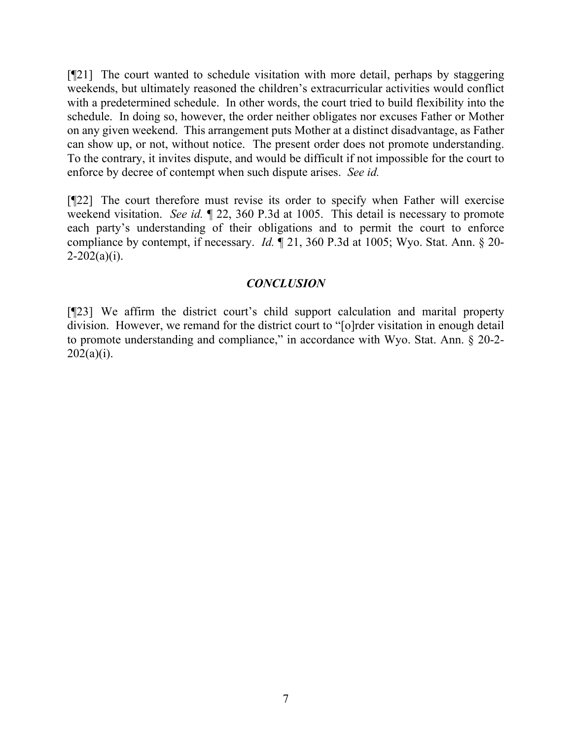[¶21] The court wanted to schedule visitation with more detail, perhaps by staggering weekends, but ultimately reasoned the children's extracurricular activities would conflict with a predetermined schedule. In other words, the court tried to build flexibility into the schedule. In doing so, however, the order neither obligates nor excuses Father or Mother on any given weekend. This arrangement puts Mother at a distinct disadvantage, as Father can show up, or not, without notice. The present order does not promote understanding. To the contrary, it invites dispute, and would be difficult if not impossible for the court to enforce by decree of contempt when such dispute arises. *See id.*

[¶22] The court therefore must revise its order to specify when Father will exercise weekend visitation. *See id.* ¶ 22, 360 P.3d at 1005. This detail is necessary to promote each party's understanding of their obligations and to permit the court to enforce compliance by contempt, if necessary. *Id.* ¶ 21, 360 P.3d at 1005; Wyo. Stat. Ann. § 20-2-202(a)(i).

## *CONCLUSION*

[¶23] We affirm the district court's child support calculation and marital property division. However, we remand for the district court to "[o]rder visitation in enough detail to promote understanding and compliance," in accordance with Wyo. Stat. Ann. § 20-2-202(a)(i).